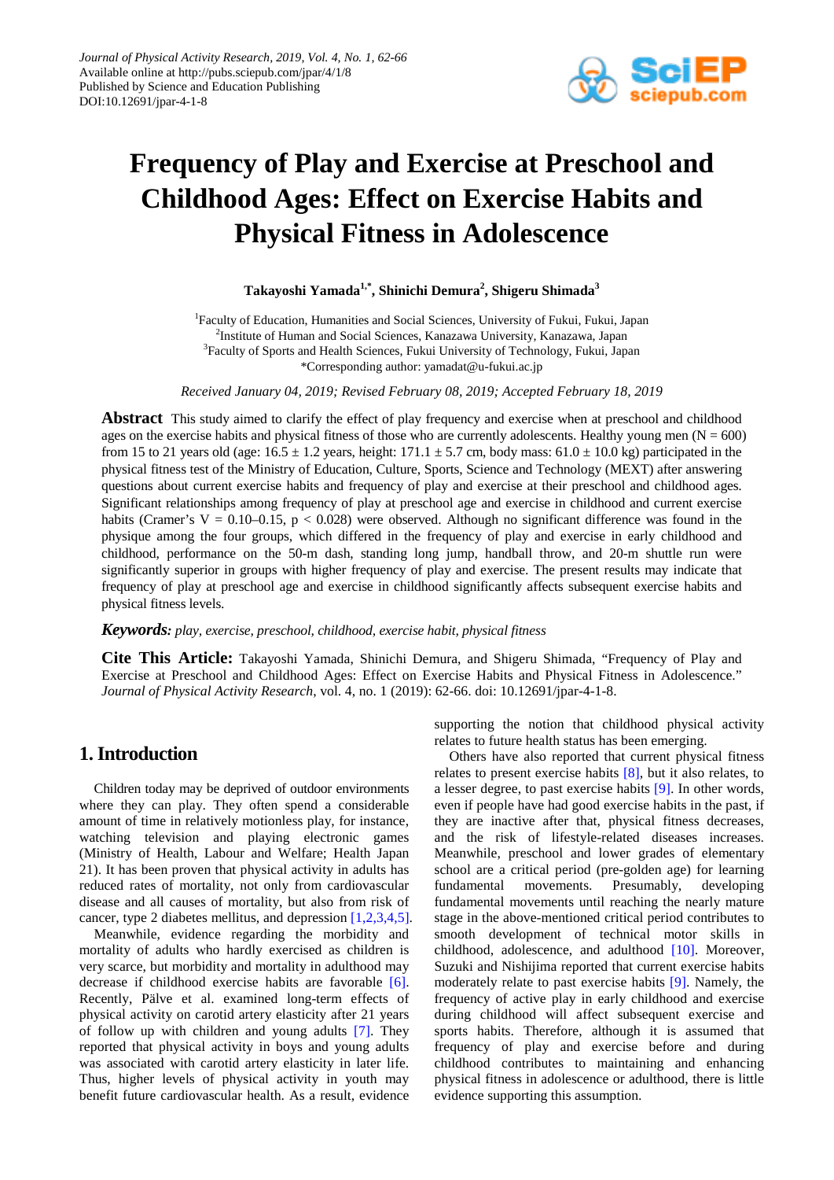# Frequency of Play and Exercise at Preschool and Childhood Ages: Effect on Exercise Habits and Physical Fitness in Adolescence

**Takayoshi Yamada[1,*], Shinichi Demura[2], Shigeru Shimada[3]**

[1]Faculty of Education, Humanities and Social Sciences, University of Fukui, Fukui, Japan
[2]Institute of Human and Social Sciences, Kanazawa University, Kanazawa, Japan
[3]Faculty of Sports and Health Sciences, Fukui University of Technology, Fukui, Japan
*Corresponding author: yamadat@u-fukui.ac.jp

*Received January 04, 2019; Revised February 08, 2019; Accepted February 18, 2019*

**Abstract** This study aimed to clarify the effect of play frequency and exercise when at preschool and childhood ages on the exercise habits and physical fitness of those who are currently adolescents. Healthy young men (N = 600) from 15 to 21 years old (age: 16.5 ± 1.2 years, height: 171.1 ± 5.7 cm, body mass: 61.0 ± 10.0 kg) participated in the physical fitness test of the Ministry of Education, Culture, Sports, Science and Technology (MEXT) after answering questions about current exercise habits and frequency of play and exercise at their preschool and childhood ages. Significant relationships among frequency of play at preschool age and exercise in childhood and current exercise habits (Cramer's V = 0.10–0.15, $p < 0.028$) were observed. Although no significant difference was found in the physique among the four groups, which differed in the frequency of play and exercise in early childhood and childhood, performance on the 50-m dash, standing long jump, handball throw, and 20-m shuttle run were significantly superior in groups with higher frequency of play and exercise. The present results may indicate that frequency of play at preschool age and exercise in childhood significantly affects subsequent exercise habits and physical fitness levels.

***Keywords:*** *play, exercise, preschool, childhood, exercise habit, physical fitness*

**Cite This Article:** Takayoshi Yamada, Shinichi Demura, and Shigeru Shimada, "Frequency of Play and Exercise at Preschool and Childhood Ages: Effect on Exercise Habits and Physical Fitness in Adolescence." *Journal of Physical Activity Research*, vol. 4, no. 1 (2019): 62-66. doi: 10.12691/jpar-4-1-8.

## 1. Introduction

Children today may be deprived of outdoor environments where they can play. They often spend a considerable amount of time in relatively motionless play, for instance, watching television and playing electronic games (Ministry of Health, Labour and Welfare; Health Japan 21). It has been proven that physical activity in adults has reduced rates of mortality, not only from cardiovascular disease and all causes of mortality, but also from risk of cancer, type 2 diabetes mellitus, and depression [1,2,3,4,5].

Meanwhile, evidence regarding the morbidity and mortality of adults who hardly exercised as children is very scarce, but morbidity and mortality in adulthood may decrease if childhood exercise habits are favorable [6]. Recently, Pälve et al. examined long-term effects of physical activity on carotid artery elasticity after 21 years of follow up with children and young adults [7]. They reported that physical activity in boys and young adults was associated with carotid artery elasticity in later life. Thus, higher levels of physical activity in youth may benefit future cardiovascular health. As a result, evidence supporting the notion that childhood physical activity relates to future health status has been emerging.

Others have also reported that current physical fitness relates to present exercise habits [8], but it also relates, to a lesser degree, to past exercise habits [9]. In other words, even if people have had good exercise habits in the past, if they are inactive after that, physical fitness decreases, and the risk of lifestyle-related diseases increases. Meanwhile, preschool and lower grades of elementary school are a critical period (pre-golden age) for learning fundamental movements. Presumably, developing fundamental movements until reaching the nearly mature stage in the above-mentioned critical period contributes to smooth development of technical motor skills in childhood, adolescence, and adulthood [10]. Moreover, Suzuki and Nishijima reported that current exercise habits moderately relate to past exercise habits [9]. Namely, the frequency of active play in early childhood and exercise during childhood will affect subsequent exercise and sports habits. Therefore, although it is assumed that frequency of play and exercise before and during childhood contributes to maintaining and enhancing physical fitness in adolescence or adulthood, there is little evidence supporting this assumption.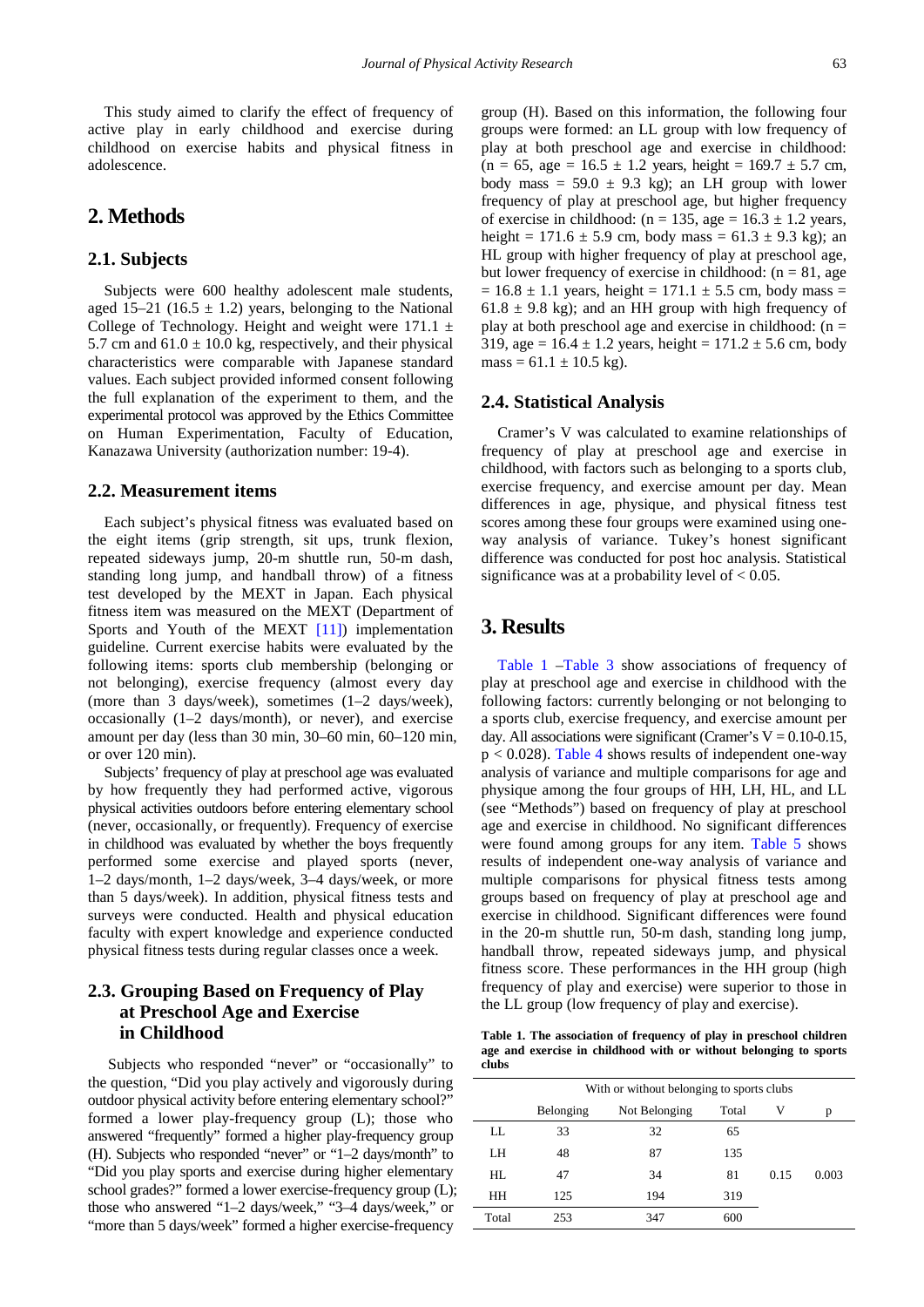This study aimed to clarify the effect of frequency of active play in early childhood and exercise during childhood on exercise habits and physical fitness in adolescence.

## 2. Methods

### 2.1. Subjects

Subjects were 600 healthy adolescent male students, aged 15–21 (16.5 ± 1.2) years, belonging to the National College of Technology. Height and weight were 171.1 ± 5.7 cm and 61.0 ± 10.0 kg, respectively, and their physical characteristics were comparable with Japanese standard values. Each subject provided informed consent following the full explanation of the experiment to them, and the experimental protocol was approved by the Ethics Committee on Human Experimentation, Faculty of Education, Kanazawa University (authorization number: 19-4).

### 2.2. Measurement items

Each subject's physical fitness was evaluated based on the eight items (grip strength, sit ups, trunk flexion, repeated sideways jump, 20-m shuttle run, 50-m dash, standing long jump, and handball throw) of a fitness test developed by the MEXT in Japan. Each physical fitness item was measured on the MEXT (Department of Sports and Youth of the MEXT [11]) implementation guideline. Current exercise habits were evaluated by the following items: sports club membership (belonging or not belonging), exercise frequency (almost every day (more than 3 days/week), sometimes (1–2 days/week), occasionally (1–2 days/month), or never), and exercise amount per day (less than 30 min, 30–60 min, 60–120 min, or over 120 min).

Subjects' frequency of play at preschool age was evaluated by how frequently they had performed active, vigorous physical activities outdoors before entering elementary school (never, occasionally, or frequently). Frequency of exercise in childhood was evaluated by whether the boys frequently performed some exercise and played sports (never, 1–2 days/month, 1–2 days/week, 3–4 days/week, or more than 5 days/week). In addition, physical fitness tests and surveys were conducted. Health and physical education faculty with expert knowledge and experience conducted physical fitness tests during regular classes once a week.

### 2.3. Grouping Based on Frequency of Play at Preschool Age and Exercise in Childhood

Subjects who responded "never" or "occasionally" to the question, "Did you play actively and vigorously during outdoor physical activity before entering elementary school?" formed a lower play-frequency group (L); those who answered "frequently" formed a higher play-frequency group (H). Subjects who responded "never" or "1–2 days/month" to "Did you play sports and exercise during higher elementary school grades?" formed a lower exercise-frequency group (L); those who answered "1–2 days/week," "3–4 days/week," or "more than 5 days/week" formed a higher exercise-frequency group (H). Based on this information, the following four groups were formed: an LL group with low frequency of play at both preschool age and exercise in childhood: (n = 65, age = 16.5 ± 1.2 years, height = 169.7 ± 5.7 cm, body mass = 59.0 ± 9.3 kg); an LH group with lower frequency of play at preschool age, but higher frequency of exercise in childhood: (n = 135, age = 16.3 ± 1.2 years, height = 171.6 ± 5.9 cm, body mass = 61.3 ± 9.3 kg); an HL group with higher frequency of play at preschool age, but lower frequency of exercise in childhood: (n = 81, age = 16.8 ± 1.1 years, height = 171.1 ± 5.5 cm, body mass = 61.8 ± 9.8 kg); and an HH group with high frequency of play at both preschool age and exercise in childhood: (n = 319, age = 16.4 ± 1.2 years, height = 171.2 ± 5.6 cm, body mass = 61.1 ± 10.5 kg).

### 2.4. Statistical Analysis

Cramer's V was calculated to examine relationships of frequency of play at preschool age and exercise in childhood, with factors such as belonging to a sports club, exercise frequency, and exercise amount per day. Mean differences in age, physique, and physical fitness test scores among these four groups were examined using one-way analysis of variance. Tukey's honest significant difference was conducted for post hoc analysis. Statistical significance was at a probability level of $< 0.05$.

## 3. Results

Table 1 –Table 3 show associations of frequency of play at preschool age and exercise in childhood with the following factors: currently belonging or not belonging to a sports club, exercise frequency, and exercise amount per day. All associations were significant (Cramer's V = 0.10-0.15, $p < 0.028$). Table 4 shows results of independent one-way analysis of variance and multiple comparisons for age and physique among the four groups of HH, LH, HL, and LL (see "Methods") based on frequency of play at preschool age and exercise in childhood. No significant differences were found among groups for any item. Table 5 shows results of independent one-way analysis of variance and multiple comparisons for physical fitness tests among groups based on frequency of play at preschool age and exercise in childhood. Significant differences were found in the 20-m shuttle run, 50-m dash, standing long jump, handball throw, repeated sideways jump, and physical fitness score. These performances in the HH group (high frequency of play and exercise) were superior to those in the LL group (low frequency of play and exercise).

**Table 1. The association of frequency of play in preschool children age and exercise in childhood with or without belonging to sports clubs**

| | With or without belonging to sports clubs | | | | |
|---|---|---|---|---|---|
| | Belonging | Not Belonging | Total | V | p |
| LL | 33 | 32 | 65 | | |
| LH | 48 | 87 | 135 | | |
| HL | 47 | 34 | 81 | 0.15 | 0.003 |
| HH | 125 | 194 | 319 | | |
| Total | 253 | 347 | 600 | | |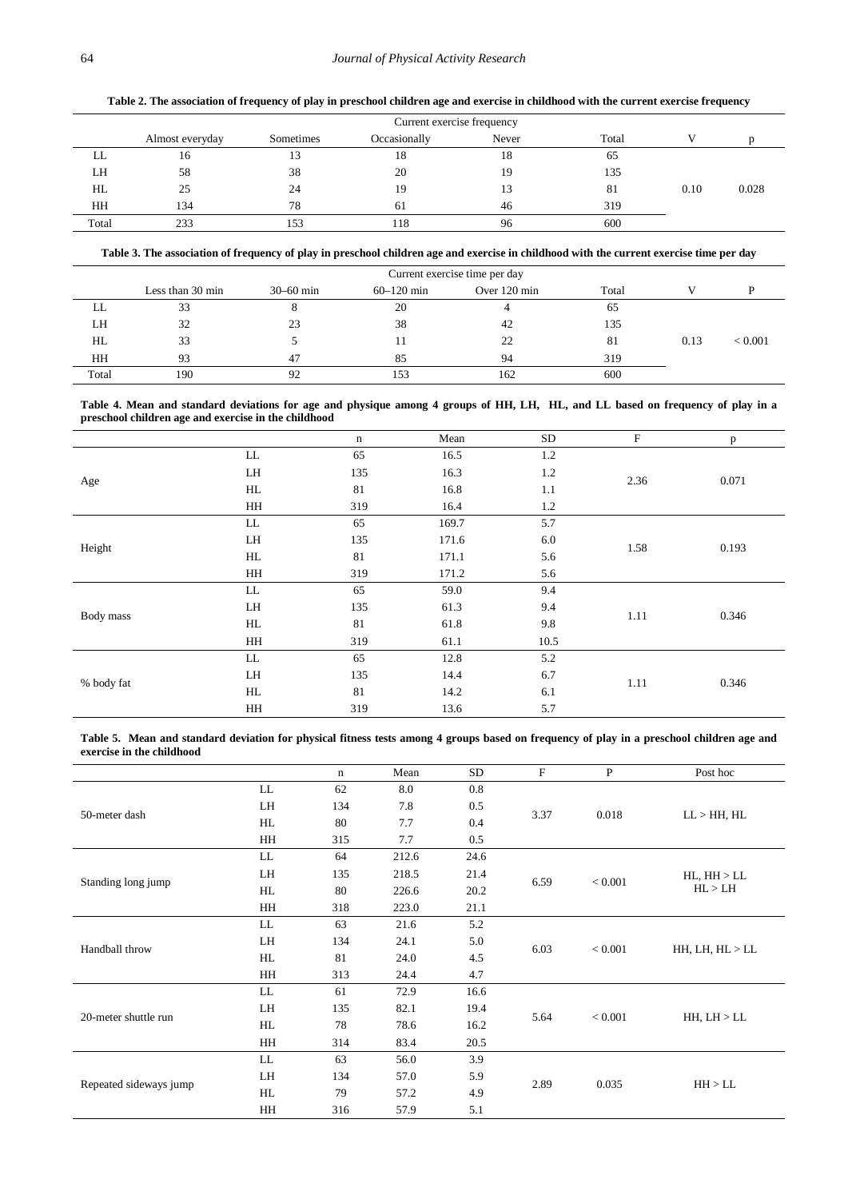**Table 2. The association of frequency of play in preschool children age and exercise in childhood with the current exercise frequency**

| | Current exercise frequency | | | | | | |
|---|---|---|---|---|---|---|---|
| | Almost everyday | Sometimes | Occasionally | Never | Total | V | p |
| LL | 16 | 13 | 18 | 18 | 65 | | |
| LH | 58 | 38 | 20 | 19 | 135 | | |
| HL | 25 | 24 | 19 | 13 | 81 | 0.10 | 0.028 |
| HH | 134 | 78 | 61 | 46 | 319 | | |
| Total | 233 | 153 | 118 | 96 | 600 | | |

**Table 3. The association of frequency of play in preschool children age and exercise in childhood with the current exercise time per day**

| | Current exercise time per day | | | | | | |
|---|---|---|---|---|---|---|---|
| | Less than 30 min | 30–60 min | 60–120 min | Over 120 min | Total | V | P |
| LL | 33 | 8 | 20 | 4 | 65 | | |
| LH | 32 | 23 | 38 | 42 | 135 | | |
| HL | 33 | 5 | 11 | 22 | 81 | 0.13 | < 0.001 |
| HH | 93 | 47 | 85 | 94 | 319 | | |
| Total | 190 | 92 | 153 | 162 | 600 | | |

**Table 4. Mean and standard deviations for age and physique among 4 groups of HH, LH, HL, and LL based on frequency of play in a preschool children age and exercise in the childhood**

| | | n | Mean | SD | F | p |
|---|---|---|---|---|---|---|
| Age | LL | 65 | 16.5 | 1.2 | 2.36 | 0.071 |
| | LH | 135 | 16.3 | 1.2 | | |
| | HL | 81 | 16.8 | 1.1 | | |
| | HH | 319 | 16.4 | 1.2 | | |
| Height | LL | 65 | 169.7 | 5.7 | 1.58 | 0.193 |
| | LH | 135 | 171.6 | 6.0 | | |
| | HL | 81 | 171.1 | 5.6 | | |
| | HH | 319 | 171.2 | 5.6 | | |
| Body mass | LL | 65 | 59.0 | 9.4 | 1.11 | 0.346 |
| | LH | 135 | 61.3 | 9.4 | | |
| | HL | 81 | 61.8 | 9.8 | | |
| | HH | 319 | 61.1 | 10.5 | | |
| % body fat | LL | 65 | 12.8 | 5.2 | 1.11 | 0.346 |
| | LH | 135 | 14.4 | 6.7 | | |
| | HL | 81 | 14.2 | 6.1 | | |
| | HH | 319 | 13.6 | 5.7 | | |

**Table 5. Mean and standard deviation for physical fitness tests among 4 groups based on frequency of play in a preschool children age and exercise in the childhood**

| | | n | Mean | SD | F | P | Post hoc |
|---|---|---|---|---|---|---|---|
| 50-meter dash | LL | 62 | 8.0 | 0.8 | 3.37 | 0.018 | LL > HH, HL |
| | LH | 134 | 7.8 | 0.5 | | | |
| | HL | 80 | 7.7 | 0.4 | | | |
| | HH | 315 | 7.7 | 0.5 | | | |
| Standing long jump | LL | 64 | 212.6 | 24.6 | 6.59 | < 0.001 | HL, HH > LL<br>HL > LH |
| | LH | 135 | 218.5 | 21.4 | | | |
| | HL | 80 | 226.6 | 20.2 | | | |
| | HH | 318 | 223.0 | 21.1 | | | |
| Handball throw | LL | 63 | 21.6 | 5.2 | 6.03 | < 0.001 | HH, LH, HL > LL |
| | LH | 134 | 24.1 | 5.0 | | | |
| | HL | 81 | 24.0 | 4.5 | | | |
| | HH | 313 | 24.4 | 4.7 | | | |
| 20-meter shuttle run | LL | 61 | 72.9 | 16.6 | 5.64 | < 0.001 | HH, LH > LL |
| | LH | 135 | 82.1 | 19.4 | | | |
| | HL | 78 | 78.6 | 16.2 | | | |
| | HH | 314 | 83.4 | 20.5 | | | |
| Repeated sideways jump | LL | 63 | 56.0 | 3.9 | 2.89 | 0.035 | HH > LL |
| | LH | 134 | 57.0 | 5.9 | | | |
| | HL | 79 | 57.2 | 4.9 | | | |
| | HH | 316 | 57.9 | 5.1 | | | |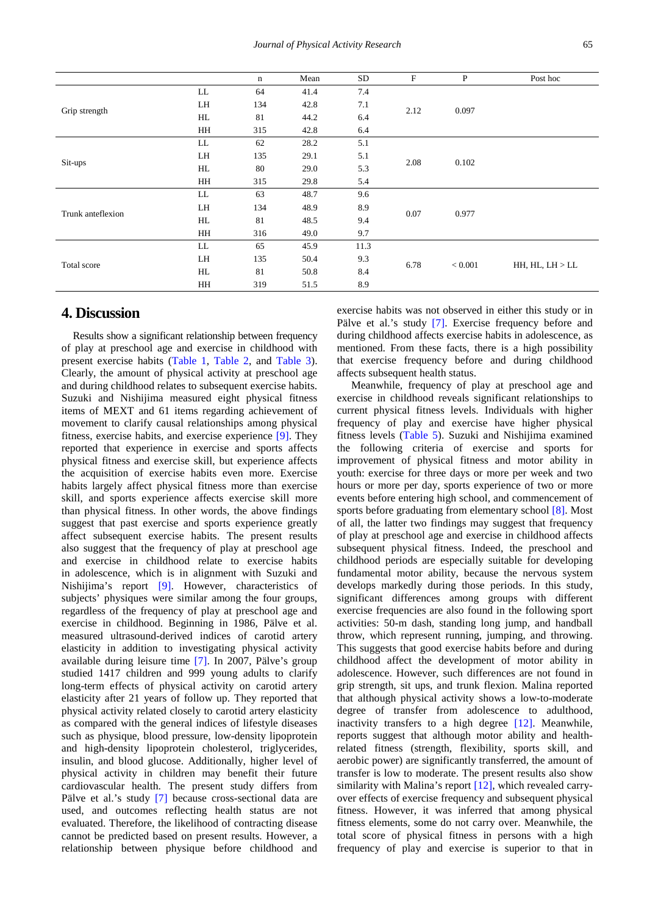| | | n | Mean | SD | F | P | Post hoc |
|---|---|---|---|---|---|---|---|
| Grip strength | LL | 64 | 41.4 | 7.4 | 2.12 | 0.097 | |
| | LH | 134 | 42.8 | 7.1 | | | |
| | HL | 81 | 44.2 | 6.4 | | | |
| | HH | 315 | 42.8 | 6.4 | | | |
| Sit-ups | LL | 62 | 28.2 | 5.1 | 2.08 | 0.102 | |
| | LH | 135 | 29.1 | 5.1 | | | |
| | HL | 80 | 29.0 | 5.3 | | | |
| | HH | 315 | 29.8 | 5.4 | | | |
| Trunk anteflexion | LL | 63 | 48.7 | 9.6 | 0.07 | 0.977 | |
| | LH | 134 | 48.9 | 8.9 | | | |
| | HL | 81 | 48.5 | 9.4 | | | |
| | HH | 316 | 49.0 | 9.7 | | | |
| Total score | LL | 65 | 45.9 | 11.3 | 6.78 | < 0.001 | HH, HL, LH > LL |
| | LH | 135 | 50.4 | 9.3 | | | |
| | HL | 81 | 50.8 | 8.4 | | | |
| | HH | 319 | 51.5 | 8.9 | | | |

## 4. Discussion

Results show a significant relationship between frequency of play at preschool age and exercise in childhood with present exercise habits (Table 1, Table 2, and Table 3). Clearly, the amount of physical activity at preschool age and during childhood relates to subsequent exercise habits. Suzuki and Nishijima measured eight physical fitness items of MEXT and 61 items regarding achievement of movement to clarify causal relationships among physical fitness, exercise habits, and exercise experience [9]. They reported that experience in exercise and sports affects physical fitness and exercise skill, but experience affects the acquisition of exercise habits even more. Exercise habits largely affect physical fitness more than exercise skill, and sports experience affects exercise skill more than physical fitness. In other words, the above findings suggest that past exercise and sports experience greatly affect subsequent exercise habits. The present results also suggest that the frequency of play at preschool age and exercise in childhood relate to exercise habits in adolescence, which is in alignment with Suzuki and Nishijima's report [9]. However, characteristics of subjects' physiques were similar among the four groups, regardless of the frequency of play at preschool age and exercise in childhood. Beginning in 1986, Pälve et al. measured ultrasound-derived indices of carotid artery elasticity in addition to investigating physical activity available during leisure time [7]. In 2007, Pälve's group studied 1417 children and 999 young adults to clarify long-term effects of physical activity on carotid artery elasticity after 21 years of follow up. They reported that physical activity related closely to carotid artery elasticity as compared with the general indices of lifestyle diseases such as physique, blood pressure, low-density lipoprotein and high-density lipoprotein cholesterol, triglycerides, insulin, and blood glucose. Additionally, higher level of physical activity in children may benefit their future cardiovascular health. The present study differs from Pälve et al.'s study [7] because cross-sectional data are used, and outcomes reflecting health status are not evaluated. Therefore, the likelihood of contracting disease cannot be predicted based on present results. However, a relationship between physique before childhood and exercise habits was not observed in either this study or in Pälve et al.'s study [7]. Exercise frequency before and during childhood affects exercise habits in adolescence, as mentioned. From these facts, there is a high possibility that exercise frequency before and during childhood affects subsequent health status.

Meanwhile, frequency of play at preschool age and exercise in childhood reveals significant relationships to current physical fitness levels. Individuals with higher frequency of play and exercise have higher physical fitness levels (Table 5). Suzuki and Nishijima examined the following criteria of exercise and sports for improvement of physical fitness and motor ability in youth: exercise for three days or more per week and two hours or more per day, sports experience of two or more events before entering high school, and commencement of sports before graduating from elementary school [8]. Most of all, the latter two findings may suggest that frequency of play at preschool age and exercise in childhood affects subsequent physical fitness. Indeed, the preschool and childhood periods are especially suitable for developing fundamental motor ability, because the nervous system develops markedly during those periods. In this study, significant differences among groups with different exercise frequencies are also found in the following sport activities: 50-m dash, standing long jump, and handball throw, which represent running, jumping, and throwing. This suggests that good exercise habits before and during childhood affect the development of motor ability in adolescence. However, such differences are not found in grip strength, sit ups, and trunk flexion. Malina reported that although physical activity shows a low-to-moderate degree of transfer from adolescence to adulthood, inactivity transfers to a high degree [12]. Meanwhile, reports suggest that although motor ability and health-related fitness (strength, flexibility, sports skill, and aerobic power) are significantly transferred, the amount of transfer is low to moderate. The present results also show similarity with Malina's report [12], which revealed carry-over effects of exercise frequency and subsequent physical fitness. However, it was inferred that among physical fitness elements, some do not carry over. Meanwhile, the total score of physical fitness in persons with a high frequency of play and exercise is superior to that in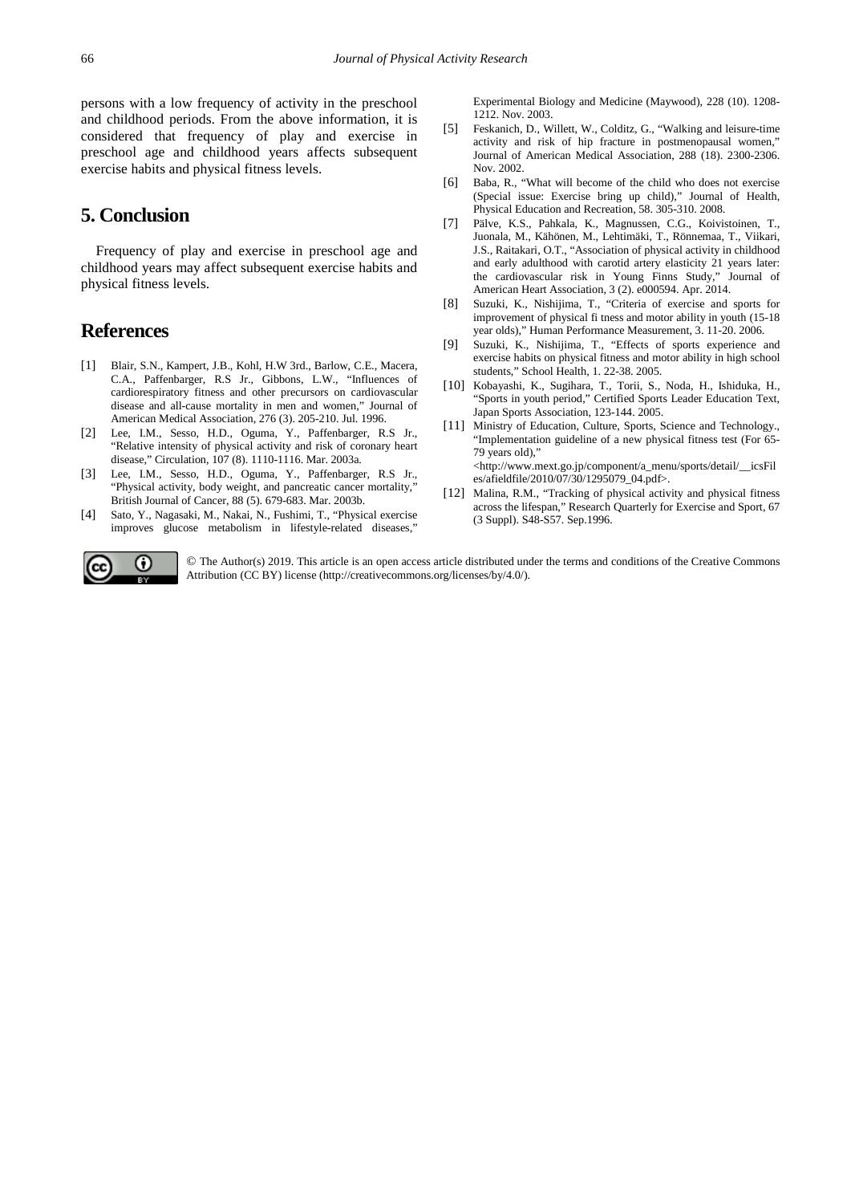persons with a low frequency of activity in the preschool and childhood periods. From the above information, it is considered that frequency of play and exercise in preschool age and childhood years affects subsequent exercise habits and physical fitness levels.

## 5. Conclusion

Frequency of play and exercise in preschool age and childhood years may affect subsequent exercise habits and physical fitness levels.

## References

[1] Blair, S.N., Kampert, J.B., Kohl, H.W 3rd., Barlow, C.E., Macera, C.A., Paffenbarger, R.S Jr., Gibbons, L.W., "Influences of cardiorespiratory fitness and other precursors on cardiovascular disease and all-cause mortality in men and women," Journal of American Medical Association, 276 (3). 205-210. Jul. 1996.

[2] Lee, I.M., Sesso, H.D., Oguma, Y., Paffenbarger, R.S Jr., "Relative intensity of physical activity and risk of coronary heart disease," Circulation, 107 (8). 1110-1116. Mar. 2003a.

[3] Lee, I.M., Sesso, H.D., Oguma, Y., Paffenbarger, R.S Jr., "Physical activity, body weight, and pancreatic cancer mortality," British Journal of Cancer, 88 (5). 679-683. Mar. 2003b.

[4] Sato, Y., Nagasaki, M., Nakai, N., Fushimi, T., "Physical exercise improves glucose metabolism in lifestyle-related diseases," Experimental Biology and Medicine (Maywood), 228 (10). 1208-1212. Nov. 2003.

[5] Feskanich, D., Willett, W., Colditz, G., "Walking and leisure-time activity and risk of hip fracture in postmenopausal women," Journal of American Medical Association, 288 (18). 2300-2306. Nov. 2002.

[6] Baba, R., "What will become of the child who does not exercise (Special issue: Exercise bring up child)," Journal of Health, Physical Education and Recreation, 58. 305-310. 2008.

[7] Pälve, K.S., Pahkala, K., Magnussen, C.G., Koivistoinen, T., Juonala, M., Kähönen, M., Lehtimäki, T., Rönnemaa, T., Viikari, J.S., Raitakari, O.T., "Association of physical activity in childhood and early adulthood with carotid artery elasticity 21 years later: the cardiovascular risk in Young Finns Study," Journal of American Heart Association, 3 (2). e000594. Apr. 2014.

[8] Suzuki, K., Nishijima, T., "Criteria of exercise and sports for improvement of physical fi tness and motor ability in youth (15-18 year olds)," Human Performance Measurement, 3. 11-20. 2006.

[9] Suzuki, K., Nishijima, T., "Effects of sports experience and exercise habits on physical fitness and motor ability in high school students," School Health, 1. 22-38. 2005.

[10] Kobayashi, K., Sugihara, T., Torii, S., Noda, H., Ishiduka, H., "Sports in youth period," Certified Sports Leader Education Text, Japan Sports Association, 123-144. 2005.

[11] Ministry of Education, Culture, Sports, Science and Technology., "Implementation guideline of a new physical fitness test (For 65-79 years old)," <http://www.mext.go.jp/component/a_menu/sports/detail/__icsFiles/afieldfile/2010/07/30/1295079_04.pdf>.

[12] Malina, R.M., "Tracking of physical activity and physical fitness across the lifespan," Research Quarterly for Exercise and Sport, 67 (3 Suppl). S48-S57. Sep.1996.

© The Author(s) 2019. This article is an open access article distributed under the terms and conditions of the Creative Commons Attribution (CC BY) license (http://creativecommons.org/licenses/by/4.0/).